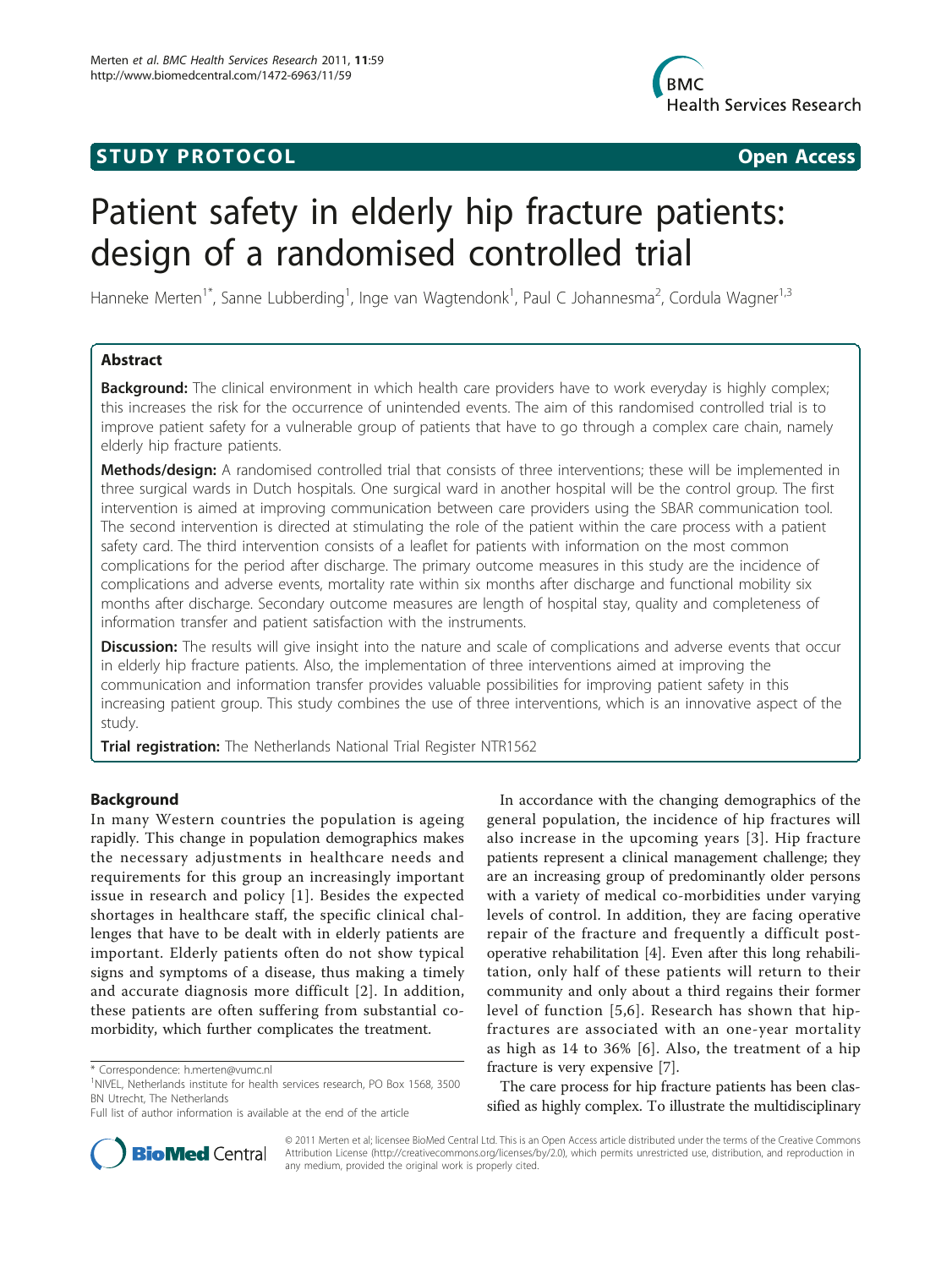STUDY PROTOCOL Open Access

# Patient safety in elderly hip fracture patients: design of a randomised controlled trial

Hanneke Merten[1*], Sanne Lubberding[1], Inge van Wagtendonk[1], Paul C Johannesma[2], Cordula Wagner[1,3]

## Abstract

**Background:** The clinical environment in which health care providers have to work everyday is highly complex; this increases the risk for the occurrence of unintended events. The aim of this randomised controlled trial is to improve patient safety for a vulnerable group of patients that have to go through a complex care chain, namely elderly hip fracture patients.

**Methods/design:** A randomised controlled trial that consists of three interventions; these will be implemented in three surgical wards in Dutch hospitals. One surgical ward in another hospital will be the control group. The first intervention is aimed at improving communication between care providers using the SBAR communication tool. The second intervention is directed at stimulating the role of the patient within the care process with a patient safety card. The third intervention consists of a leaflet for patients with information on the most common complications for the period after discharge. The primary outcome measures in this study are the incidence of complications and adverse events, mortality rate within six months after discharge and functional mobility six months after discharge. Secondary outcome measures are length of hospital stay, quality and completeness of information transfer and patient satisfaction with the instruments.

**Discussion:** The results will give insight into the nature and scale of complications and adverse events that occur in elderly hip fracture patients. Also, the implementation of three interventions aimed at improving the communication and information transfer provides valuable possibilities for improving patient safety in this increasing patient group. This study combines the use of three interventions, which is an innovative aspect of the study.

**Trial registration:** The Netherlands National Trial Register NTR1562

## Background

In many Western countries the population is ageing rapidly. This change in population demographics makes the necessary adjustments in healthcare needs and requirements for this group an increasingly important issue in research and policy [1]. Besides the expected shortages in healthcare staff, the specific clinical challenges that have to be dealt with in elderly patients are important. Elderly patients often do not show typical signs and symptoms of a disease, thus making a timely and accurate diagnosis more difficult [2]. In addition, these patients are often suffering from substantial co-morbidity, which further complicates the treatment.

In accordance with the changing demographics of the general population, the incidence of hip fractures will also increase in the upcoming years [3]. Hip fracture patients represent a clinical management challenge; they are an increasing group of predominantly older persons with a variety of medical co-morbidities under varying levels of control. In addition, they are facing operative repair of the fracture and frequently a difficult post-operative rehabilitation [4]. Even after this long rehabilitation, only half of these patients will return to their community and only about a third regains their former level of function [5,6]. Research has shown that hip-fractures are associated with an one-year mortality as high as 14 to 36% [6]. Also, the treatment of a hip fracture is very expensive [7].

The care process for hip fracture patients has been classified as highly complex. To illustrate the multidisciplinary

\* Correspondence: h.merten@vumc.nl
[1]NIVEL, Netherlands institute for health services research, PO Box 1568, 3500 BN Utrecht, The Netherlands
Full list of author information is available at the end of the article

© 2011 Merten et al; licensee BioMed Central Ltd. This is an Open Access article distributed under the terms of the Creative Commons Attribution License (http://creativecommons.org/licenses/by/2.0), which permits unrestricted use, distribution, and reproduction in any medium, provided the original work is properly cited.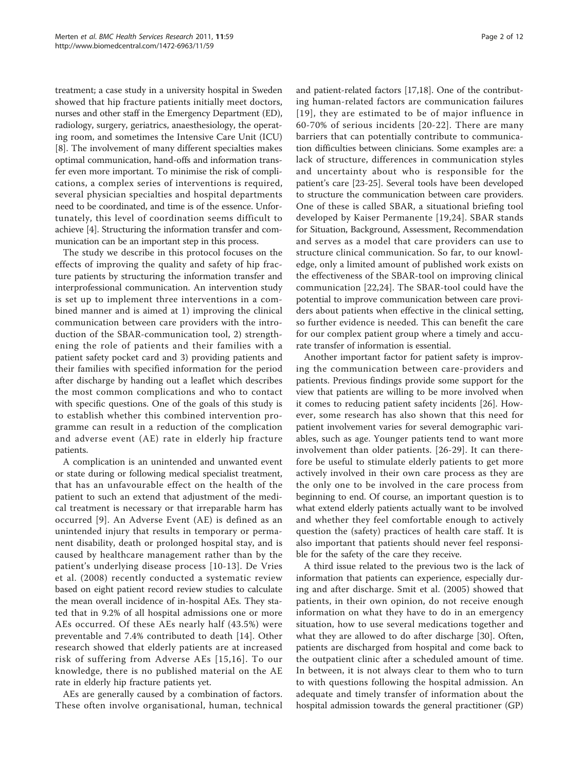treatment; a case study in a university hospital in Sweden showed that hip fracture patients initially meet doctors, nurses and other staff in the Emergency Department (ED), radiology, surgery, geriatrics, anaesthesiology, the operating room, and sometimes the Intensive Care Unit (ICU) [8]. The involvement of many different specialties makes optimal communication, hand-offs and information transfer even more important. To minimise the risk of complications, a complex series of interventions is required, several physician specialties and hospital departments need to be coordinated, and time is of the essence. Unfortunately, this level of coordination seems difficult to achieve [4]. Structuring the information transfer and communication can be an important step in this process.

The study we describe in this protocol focuses on the effects of improving the quality and safety of hip fracture patients by structuring the information transfer and interprofessional communication. An intervention study is set up to implement three interventions in a combined manner and is aimed at 1) improving the clinical communication between care providers with the introduction of the SBAR-communication tool, 2) strengthening the role of patients and their families with a patient safety pocket card and 3) providing patients and their families with specified information for the period after discharge by handing out a leaflet which describes the most common complications and who to contact with specific questions. One of the goals of this study is to establish whether this combined intervention programme can result in a reduction of the complication and adverse event (AE) rate in elderly hip fracture patients.

A complication is an unintended and unwanted event or state during or following medical specialist treatment, that has an unfavourable effect on the health of the patient to such an extend that adjustment of the medical treatment is necessary or that irreparable harm has occurred [9]. An Adverse Event (AE) is defined as an unintended injury that results in temporary or permanent disability, death or prolonged hospital stay, and is caused by healthcare management rather than by the patient's underlying disease process [10-13]. De Vries et al. (2008) recently conducted a systematic review based on eight patient record review studies to calculate the mean overall incidence of in-hospital AEs. They stated that in 9.2% of all hospital admissions one or more AEs occurred. Of these AEs nearly half (43.5%) were preventable and 7.4% contributed to death [14]. Other research showed that elderly patients are at increased risk of suffering from Adverse AEs [15,16]. To our knowledge, there is no published material on the AE rate in elderly hip fracture patients yet.

AEs are generally caused by a combination of factors. These often involve organisational, human, technical and patient-related factors [17,18]. One of the contributing human-related factors are communication failures [19], they are estimated to be of major influence in 60-70% of serious incidents [20-22]. There are many barriers that can potentially contribute to communication difficulties between clinicians. Some examples are: a lack of structure, differences in communication styles and uncertainty about who is responsible for the patient's care [23-25]. Several tools have been developed to structure the communication between care providers. One of these is called SBAR, a situational briefing tool developed by Kaiser Permanente [19,24]. SBAR stands for Situation, Background, Assessment, Recommendation and serves as a model that care providers can use to structure clinical communication. So far, to our knowledge, only a limited amount of published work exists on the effectiveness of the SBAR-tool on improving clinical communication [22,24]. The SBAR-tool could have the potential to improve communication between care providers about patients when effective in the clinical setting, so further evidence is needed. This can benefit the care for our complex patient group where a timely and accurate transfer of information is essential.

Another important factor for patient safety is improving the communication between care-providers and patients. Previous findings provide some support for the view that patients are willing to be more involved when it comes to reducing patient safety incidents [26]. However, some research has also shown that this need for patient involvement varies for several demographic variables, such as age. Younger patients tend to want more involvement than older patients. [26-29]. It can therefore be useful to stimulate elderly patients to get more actively involved in their own care process as they are the only one to be involved in the care process from beginning to end. Of course, an important question is to what extend elderly patients actually want to be involved and whether they feel comfortable enough to actively question the (safety) practices of health care staff. It is also important that patients should never feel responsible for the safety of the care they receive.

A third issue related to the previous two is the lack of information that patients can experience, especially during and after discharge. Smit et al. (2005) showed that patients, in their own opinion, do not receive enough information on what they have to do in an emergency situation, how to use several medications together and what they are allowed to do after discharge [30]. Often, patients are discharged from hospital and come back to the outpatient clinic after a scheduled amount of time. In between, it is not always clear to them who to turn to with questions following the hospital admission. An adequate and timely transfer of information about the hospital admission towards the general practitioner (GP)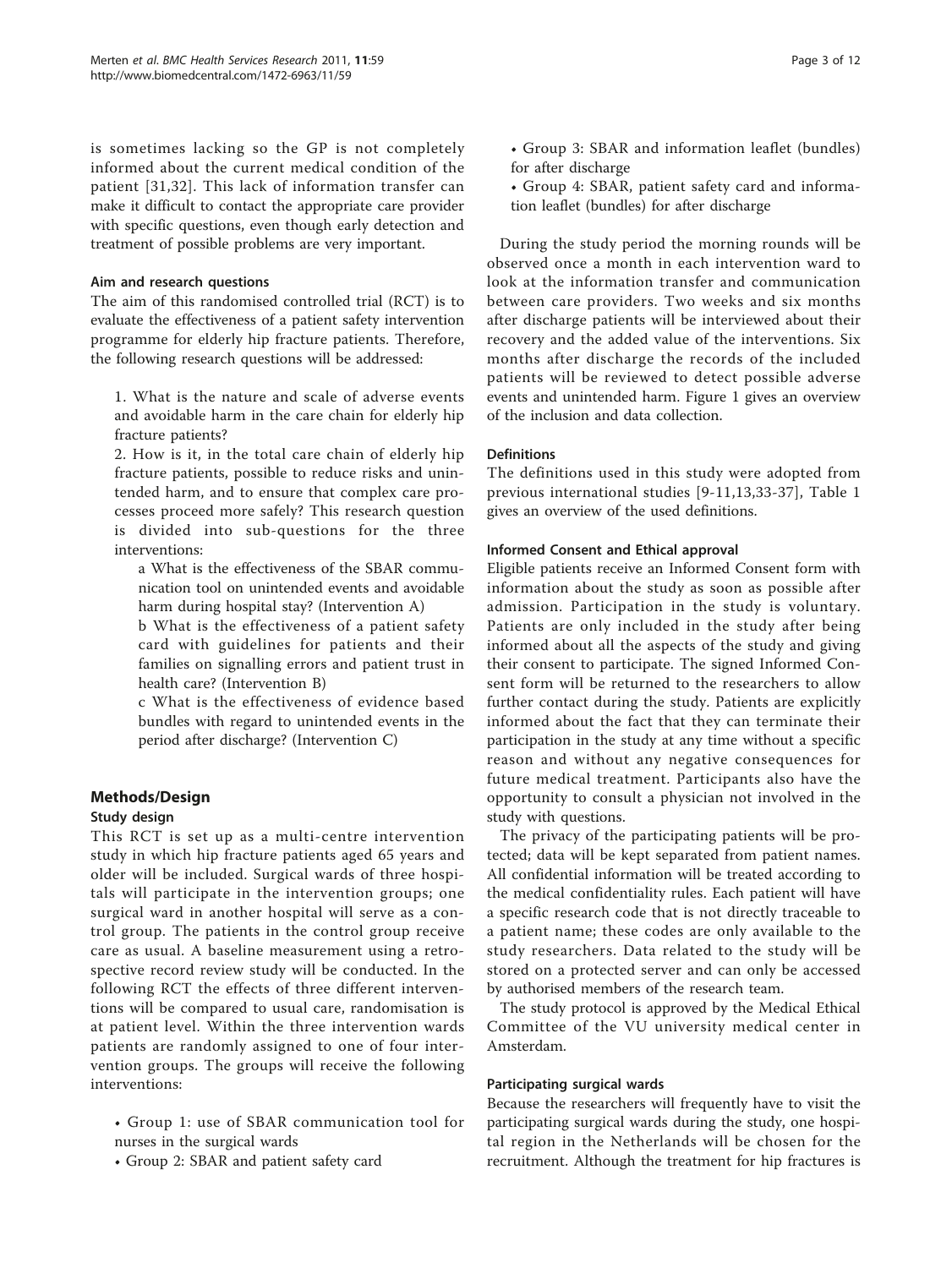is sometimes lacking so the GP is not completely informed about the current medical condition of the patient [31,32]. This lack of information transfer can make it difficult to contact the appropriate care provider with specific questions, even though early detection and treatment of possible problems are very important.

### Aim and research questions

The aim of this randomised controlled trial (RCT) is to evaluate the effectiveness of a patient safety intervention programme for elderly hip fracture patients. Therefore, the following research questions will be addressed:

1. What is the nature and scale of adverse events and avoidable harm in the care chain for elderly hip fracture patients?
2. How is it, in the total care chain of elderly hip fracture patients, possible to reduce risks and unintended harm, and to ensure that complex care processes proceed more safely? This research question is divided into sub-questions for the three interventions:
   - a What is the effectiveness of the SBAR communication tool on unintended events and avoidable harm during hospital stay? (Intervention A)
   - b What is the effectiveness of a patient safety card with guidelines for patients and their families on signalling errors and patient trust in health care? (Intervention B)
   - c What is the effectiveness of evidence based bundles with regard to unintended events in the period after discharge? (Intervention C)

## Methods/Design

### Study design

This RCT is set up as a multi-centre intervention study in which hip fracture patients aged 65 years and older will be included. Surgical wards of three hospitals will participate in the intervention groups; one surgical ward in another hospital will serve as a control group. The patients in the control group receive care as usual. A baseline measurement using a retrospective record review study will be conducted. In the following RCT the effects of three different interventions will be compared to usual care, randomisation is at patient level. Within the three intervention wards patients are randomly assigned to one of four intervention groups. The groups will receive the following interventions:

- Group 1: use of SBAR communication tool for nurses in the surgical wards
- Group 2: SBAR and patient safety card
- Group 3: SBAR and information leaflet (bundles) for after discharge
- Group 4: SBAR, patient safety card and information leaflet (bundles) for after discharge

During the study period the morning rounds will be observed once a month in each intervention ward to look at the information transfer and communication between care providers. Two weeks and six months after discharge patients will be interviewed about their recovery and the added value of the interventions. Six months after discharge the records of the included patients will be reviewed to detect possible adverse events and unintended harm. Figure 1 gives an overview of the inclusion and data collection.

### Definitions

The definitions used in this study were adopted from previous international studies [9-11,13,33-37], Table 1 gives an overview of the used definitions.

### Informed Consent and Ethical approval

Eligible patients receive an Informed Consent form with information about the study as soon as possible after admission. Participation in the study is voluntary. Patients are only included in the study after being informed about all the aspects of the study and giving their consent to participate. The signed Informed Consent form will be returned to the researchers to allow further contact during the study. Patients are explicitly informed about the fact that they can terminate their participation in the study at any time without a specific reason and without any negative consequences for future medical treatment. Participants also have the opportunity to consult a physician not involved in the study with questions.

The privacy of the participating patients will be protected; data will be kept separated from patient names. All confidential information will be treated according to the medical confidentiality rules. Each patient will have a specific research code that is not directly traceable to a patient name; these codes are only available to the study researchers. Data related to the study will be stored on a protected server and can only be accessed by authorised members of the research team.

The study protocol is approved by the Medical Ethical Committee of the VU university medical center in Amsterdam.

### Participating surgical wards

Because the researchers will frequently have to visit the participating surgical wards during the study, one hospital region in the Netherlands will be chosen for the recruitment. Although the treatment for hip fractures is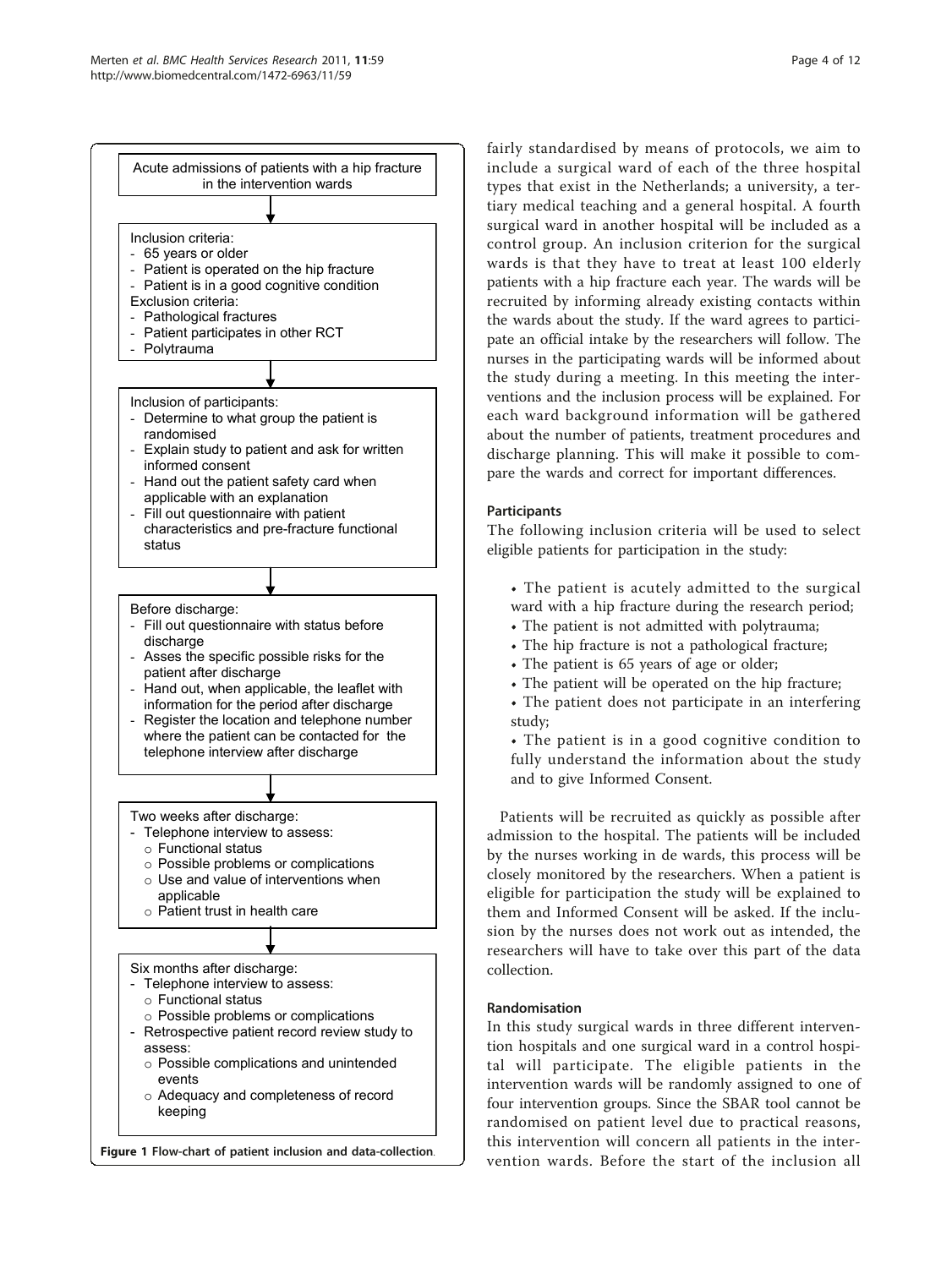Acute admissions of patients with a hip fracture in the intervention wards

↓

Inclusion criteria:
- 65 years or older
- Patient is operated on the hip fracture
- Patient is in a good cognitive condition

Exclusion criteria:
- Pathological fractures
- Patient participates in other RCT
- Polytrauma

↓

Inclusion of participants:
- Determine to what group the patient is randomised
- Explain study to patient and ask for written informed consent
- Hand out the patient safety card when applicable with an explanation
- Fill out questionnaire with patient characteristics and pre-fracture functional status

↓

Before discharge:
- Fill out questionnaire with status before discharge
- Asses the specific possible risks for the patient after discharge
- Hand out, when applicable, the leaflet with information for the period after discharge
- Register the location and telephone number where the patient can be contacted for the telephone interview after discharge

↓

Two weeks after discharge:
- Telephone interview to assess:
  - Functional status
  - Possible problems or complications
  - Use and value of interventions when applicable
  - Patient trust in health care

↓

Six months after discharge:
- Telephone interview to assess:
  - Functional status
  - Possible problems or complications
- Retrospective patient record review study to assess:
  - Possible complications and unintended events
  - Adequacy and completeness of record keeping

**Figure 1 Flow-chart of patient inclusion and data-collection**.

fairly standardised by means of protocols, we aim to include a surgical ward of each of the three hospital types that exist in the Netherlands; a university, a tertiary medical teaching and a general hospital. A fourth surgical ward in another hospital will be included as a control group. An inclusion criterion for the surgical wards is that they have to treat at least 100 elderly patients with a hip fracture each year. The wards will be recruited by informing already existing contacts within the wards about the study. If the ward agrees to participate an official intake by the researchers will follow. The nurses in the participating wards will be informed about the study during a meeting. In this meeting the interventions and the inclusion process will be explained. For each ward background information will be gathered about the number of patients, treatment procedures and discharge planning. This will make it possible to compare the wards and correct for important differences.

#### Participants

The following inclusion criteria will be used to select eligible patients for participation in the study:

- The patient is acutely admitted to the surgical ward with a hip fracture during the research period;
- The patient is not admitted with polytrauma;
- The hip fracture is not a pathological fracture;
- The patient is 65 years of age or older;
- The patient will be operated on the hip fracture;
- The patient does not participate in an interfering study;
- The patient is in a good cognitive condition to fully understand the information about the study and to give Informed Consent.

Patients will be recruited as quickly as possible after admission to the hospital. The patients will be included by the nurses working in de wards, this process will be closely monitored by the researchers. When a patient is eligible for participation the study will be explained to them and Informed Consent will be asked. If the inclusion by the nurses does not work out as intended, the researchers will have to take over this part of the data collection.

#### Randomisation

In this study surgical wards in three different intervention hospitals and one surgical ward in a control hospital will participate. The eligible patients in the intervention wards will be randomly assigned to one of four intervention groups. Since the SBAR tool cannot be randomised on patient level due to practical reasons, this intervention will concern all patients in the intervention wards. Before the start of the inclusion all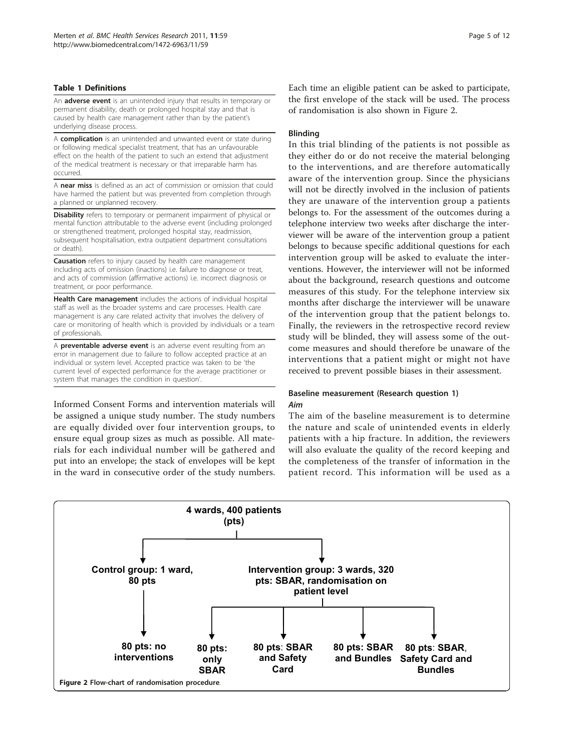**Table 1 Definitions**

| |
|---|
| An **adverse event** is an unintended injury that results in temporary or permanent disability, death or prolonged hospital stay and that is caused by health care management rather than by the patient's underlying disease process. |
| A **complication** is an unintended and unwanted event or state during or following medical specialist treatment, that has an unfavourable effect on the health of the patient to such an extend that adjustment of the medical treatment is necessary or that irreparable harm has occurred. |
| A **near miss** is defined as an act of commission or omission that could have harmed the patient but was prevented from completion through a planned or unplanned recovery. |
| **Disability** refers to temporary or permanent impairment of physical or mental function attributable to the adverse event (including prolonged or strengthened treatment, prolonged hospital stay, readmission, subsequent hospitalisation, extra outpatient department consultations or death). |
| **Causation** refers to injury caused by health care management including acts of omission (inactions) i.e. failure to diagnose or treat, and acts of commission (affirmative actions) i.e. incorrect diagnosis or treatment, or poor performance. |
| **Health Care management** includes the actions of individual hospital staff as well as the broader systems and care processes. Health care management is any care related activity that involves the delivery of care or monitoring of health which is provided by individuals or a team of professionals. |
| A **preventable adverse event** is an adverse event resulting from an error in management due to failure to follow accepted practice at an individual or system level. Accepted practice was taken to be 'the current level of expected performance for the average practitioner or system that manages the condition in question'. |

Informed Consent Forms and intervention materials will be assigned a unique study number. The study numbers are equally divided over four intervention groups, to ensure equal group sizes as much as possible. All materials for each individual number will be gathered and put into an envelope; the stack of envelopes will be kept in the ward in consecutive order of the study numbers. Each time an eligible patient can be asked to participate, the first envelope of the stack will be used. The process of randomisation is also shown in Figure 2.

#### Blinding

In this trial blinding of the patients is not possible as they either do or do not receive the material belonging to the interventions, and are therefore automatically aware of the intervention group. Since the physicians will not be directly involved in the inclusion of patients they are unaware of the intervention group a patients belongs to. For the assessment of the outcomes during a telephone interview two weeks after discharge the interviewer will be aware of the intervention group a patient belongs to because specific additional questions for each intervention group will be asked to evaluate the interventions. However, the interviewer will not be informed about the background, research questions and outcome measures of this study. For the telephone interview six months after discharge the interviewer will be unaware of the intervention group that the patient belongs to. Finally, the reviewers in the retrospective record review study will be blinded, they will assess some of the outcome measures and should therefore be unaware of the interventions that a patient might or might not have received to prevent possible biases in their assessment.

### Baseline measurement (Research question 1)

#### *Aim*

The aim of the baseline measurement is to determine the nature and scale of unintended events in elderly patients with a hip fracture. In addition, the reviewers will also evaluate the quality of the record keeping and the completeness of the transfer of information in the patient record. This information will be used as a

4 wards, 400 patients (pts)

Control group: 1 ward, 80 pts

Intervention group: 3 wards, 320 pts: SBAR, randomisation on patient level

80 pts: no interventions

80 pts: only SBAR

80 pts: SBAR and Safety Card

80 pts: SBAR and Bundles

80 pts: SBAR, Safety Card and Bundles

**Figure 2** Flow-chart of randomisation procedure.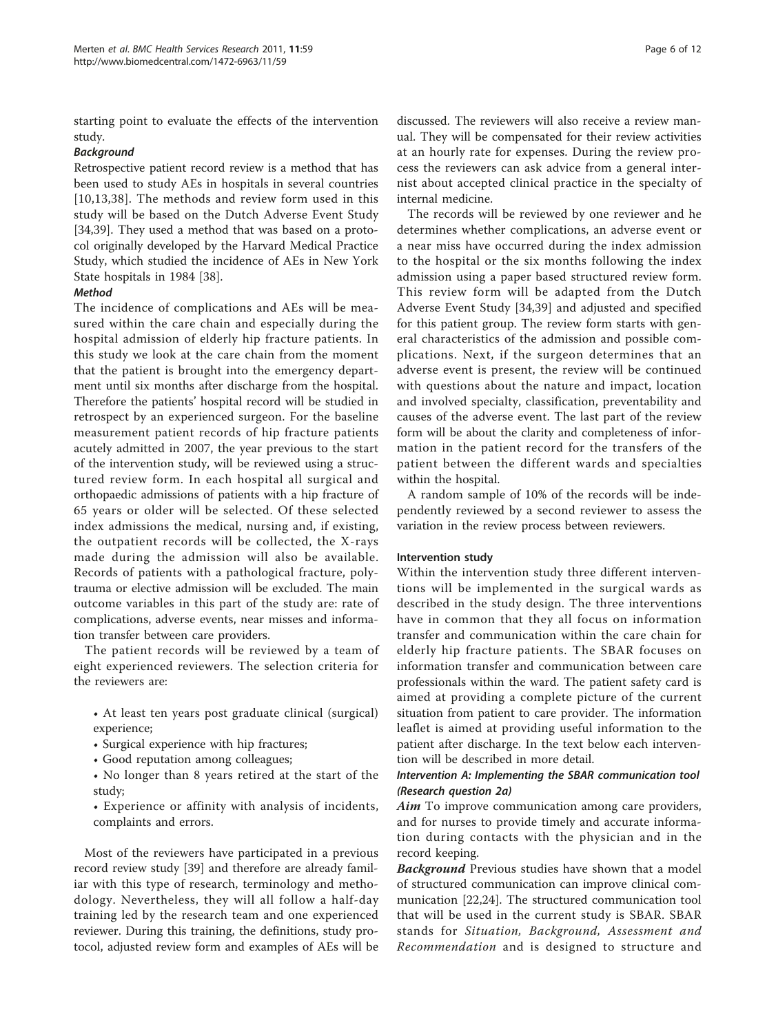starting point to evaluate the effects of the intervention study.

### Background

Retrospective patient record review is a method that has been used to study AEs in hospitals in several countries [10,13,38]. The methods and review form used in this study will be based on the Dutch Adverse Event Study [34,39]. They used a method that was based on a protocol originally developed by the Harvard Medical Practice Study, which studied the incidence of AEs in New York State hospitals in 1984 [38].

### Method

The incidence of complications and AEs will be measured within the care chain and especially during the hospital admission of elderly hip fracture patients. In this study we look at the care chain from the moment that the patient is brought into the emergency department until six months after discharge from the hospital. Therefore the patients' hospital record will be studied in retrospect by an experienced surgeon. For the baseline measurement patient records of hip fracture patients acutely admitted in 2007, the year previous to the start of the intervention study, will be reviewed using a structured review form. In each hospital all surgical and orthopaedic admissions of patients with a hip fracture of 65 years or older will be selected. Of these selected index admissions the medical, nursing and, if existing, the outpatient records will be collected, the X-rays made during the admission will also be available. Records of patients with a pathological fracture, polytrauma or elective admission will be excluded. The main outcome variables in this part of the study are: rate of complications, adverse events, near misses and information transfer between care providers.

The patient records will be reviewed by a team of eight experienced reviewers. The selection criteria for the reviewers are:

- At least ten years post graduate clinical (surgical) experience;
- Surgical experience with hip fractures;
- Good reputation among colleagues;
- No longer than 8 years retired at the start of the study;
- Experience or affinity with analysis of incidents, complaints and errors.

Most of the reviewers have participated in a previous record review study [39] and therefore are already familiar with this type of research, terminology and methodology. Nevertheless, they will all follow a half-day training led by the research team and one experienced reviewer. During this training, the definitions, study protocol, adjusted review form and examples of AEs will be discussed. The reviewers will also receive a review manual. They will be compensated for their review activities at an hourly rate for expenses. During the review process the reviewers can ask advice from a general internist about accepted clinical practice in the specialty of internal medicine.

The records will be reviewed by one reviewer and he determines whether complications, an adverse event or a near miss have occurred during the index admission to the hospital or the six months following the index admission using a paper based structured review form. This review form will be adapted from the Dutch Adverse Event Study [34,39] and adjusted and specified for this patient group. The review form starts with general characteristics of the admission and possible complications. Next, if the surgeon determines that an adverse event is present, the review will be continued with questions about the nature and impact, location and involved specialty, classification, preventability and causes of the adverse event. The last part of the review form will be about the clarity and completeness of information in the patient record for the transfers of the patient between the different wards and specialties within the hospital.

A random sample of 10% of the records will be independently reviewed by a second reviewer to assess the variation in the review process between reviewers.

## Intervention study

Within the intervention study three different interventions will be implemented in the surgical wards as described in the study design. The three interventions have in common that they all focus on information transfer and communication within the care chain for elderly hip fracture patients. The SBAR focuses on information transfer and communication between care professionals within the ward. The patient safety card is aimed at providing a complete picture of the current situation from patient to care provider. The information leaflet is aimed at providing useful information to the patient after discharge. In the text below each intervention will be described in more detail.

### Intervention A: Implementing the SBAR communication tool (Research question 2a)

***Aim*** To improve communication among care providers, and for nurses to provide timely and accurate information during contacts with the physician and in the record keeping.

***Background*** Previous studies have shown that a model of structured communication can improve clinical communication [22,24]. The structured communication tool that will be used in the current study is SBAR. SBAR stands for *Situation, Background, Assessment and Recommendation* and is designed to structure and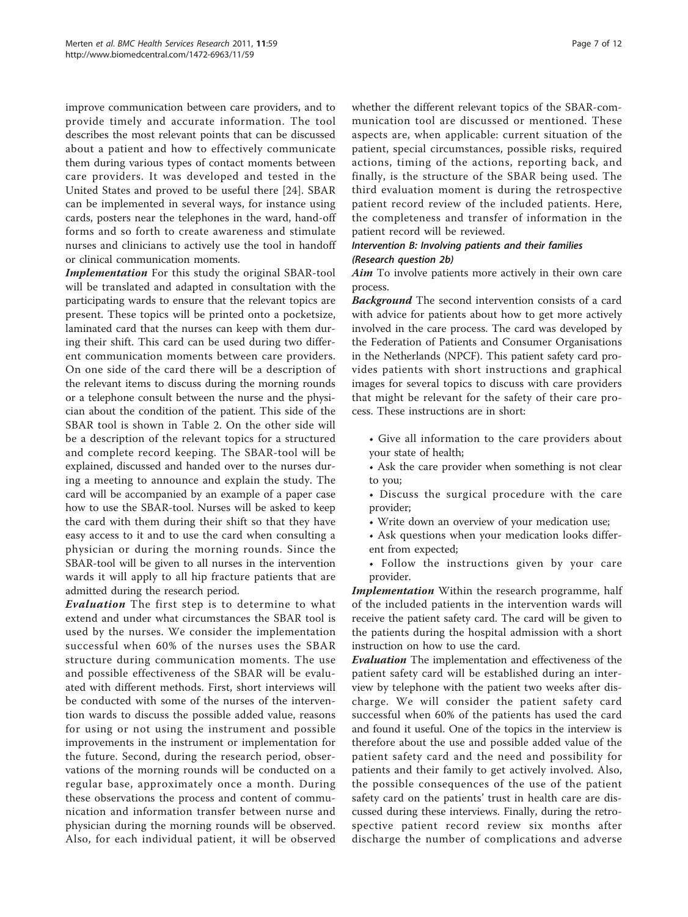improve communication between care providers, and to provide timely and accurate information. The tool describes the most relevant points that can be discussed about a patient and how to effectively communicate them during various types of contact moments between care providers. It was developed and tested in the United States and proved to be useful there [24]. SBAR can be implemented in several ways, for instance using cards, posters near the telephones in the ward, hand-off forms and so forth to create awareness and stimulate nurses and clinicians to actively use the tool in handoff or clinical communication moments.

***Implementation*** For this study the original SBAR-tool will be translated and adapted in consultation with the participating wards to ensure that the relevant topics are present. These topics will be printed onto a pocketsize, laminated card that the nurses can keep with them during their shift. This card can be used during two different communication moments between care providers. On one side of the card there will be a description of the relevant items to discuss during the morning rounds or a telephone consult between the nurse and the physician about the condition of the patient. This side of the SBAR tool is shown in Table 2. On the other side will be a description of the relevant topics for a structured and complete record keeping. The SBAR-tool will be explained, discussed and handed over to the nurses during a meeting to announce and explain the study. The card will be accompanied by an example of a paper case how to use the SBAR-tool. Nurses will be asked to keep the card with them during their shift so that they have easy access to it and to use the card when consulting a physician or during the morning rounds. Since the SBAR-tool will be given to all nurses in the intervention wards it will apply to all hip fracture patients that are admitted during the research period.

***Evaluation*** The first step is to determine to what extend and under what circumstances the SBAR tool is used by the nurses. We consider the implementation successful when 60% of the nurses uses the SBAR structure during communication moments. The use and possible effectiveness of the SBAR will be evaluated with different methods. First, short interviews will be conducted with some of the nurses of the intervention wards to discuss the possible added value, reasons for using or not using the instrument and possible improvements in the instrument or implementation for the future. Second, during the research period, observations of the morning rounds will be conducted on a regular base, approximately once a month. During these observations the process and content of communication and information transfer between nurse and physician during the morning rounds will be observed. Also, for each individual patient, it will be observed whether the different relevant topics of the SBAR-communication tool are discussed or mentioned. These aspects are, when applicable: current situation of the patient, special circumstances, possible risks, required actions, timing of the actions, reporting back, and finally, is the structure of the SBAR being used. The third evaluation moment is during the retrospective patient record review of the included patients. Here, the completeness and transfer of information in the patient record will be reviewed.

#### *Intervention B: Involving patients and their families (Research question 2b)*

***Aim*** To involve patients more actively in their own care process.

***Background*** The second intervention consists of a card with advice for patients about how to get more actively involved in the care process. The card was developed by the Federation of Patients and Consumer Organisations in the Netherlands (NPCF). This patient safety card provides patients with short instructions and graphical images for several topics to discuss with care providers that might be relevant for the safety of their care process. These instructions are in short:

- Give all information to the care providers about your state of health;
- Ask the care provider when something is not clear to you;
- Discuss the surgical procedure with the care provider;
- Write down an overview of your medication use;
- Ask questions when your medication looks different from expected;
- Follow the instructions given by your care provider.

***Implementation*** Within the research programme, half of the included patients in the intervention wards will receive the patient safety card. The card will be given to the patients during the hospital admission with a short instruction on how to use the card.

***Evaluation*** The implementation and effectiveness of the patient safety card will be established during an interview by telephone with the patient two weeks after discharge. We will consider the patient safety card successful when 60% of the patients has used the card and found it useful. One of the topics in the interview is therefore about the use and possible added value of the patient safety card and the need and possibility for patients and their family to get actively involved. Also, the possible consequences of the use of the patient safety card on the patients' trust in health care are discussed during these interviews. Finally, during the retrospective patient record review six months after discharge the number of complications and adverse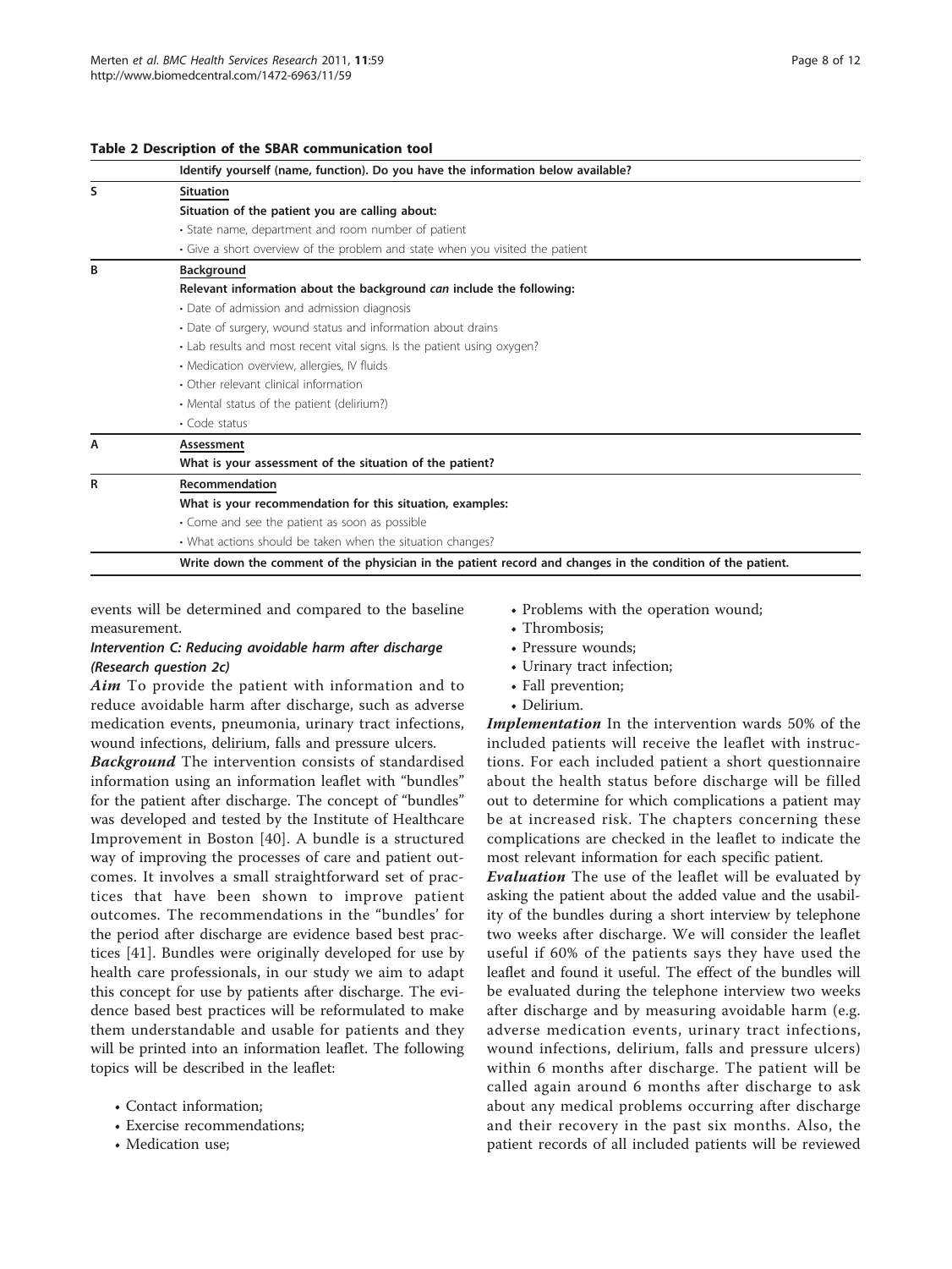**Table 2 Description of the SBAR communication tool**

| | Identify yourself (name, function). Do you have the information below available? |
|---|---|
| S | <u>Situation</u> |
| | **Situation of the patient you are calling about:** |
| | • State name, department and room number of patient |
| | • Give a short overview of the problem and state when you visited the patient |
| B | <u>Background</u> |
| | **Relevant information about the background *can* include the following:** |
| | • Date of admission and admission diagnosis |
| | • Date of surgery, wound status and information about drains |
| | • Lab results and most recent vital signs. Is the patient using oxygen? |
| | • Medication overview, allergies, IV fluids |
| | • Other relevant clinical information |
| | • Mental status of the patient (delirium?) |
| | • Code status |
| A | <u>Assessment</u> |
| | **What is your assessment of the situation of the patient?** |
| R | <u>Recommendation</u> |
| | **What is your recommendation for this situation, examples:** |
| | • Come and see the patient as soon as possible |
| | • What actions should be taken when the situation changes? |
| | **Write down the comment of the physician in the patient record and changes in the condition of the patient.** |

events will be determined and compared to the baseline measurement.

#### Intervention C: Reducing avoidable harm after discharge (Research question 2c)

***Aim*** To provide the patient with information and to reduce avoidable harm after discharge, such as adverse medication events, pneumonia, urinary tract infections, wound infections, delirium, falls and pressure ulcers.

***Background*** The intervention consists of standardised information using an information leaflet with "bundles" for the patient after discharge. The concept of "bundles" was developed and tested by the Institute of Healthcare Improvement in Boston [40]. A bundle is a structured way of improving the processes of care and patient outcomes. It involves a small straightforward set of practices that have been shown to improve patient outcomes. The recommendations in the "bundles' for the period after discharge are evidence based best practices [41]. Bundles were originally developed for use by health care professionals, in our study we aim to adapt this concept for use by patients after discharge. The evidence based best practices will be reformulated to make them understandable and usable for patients and they will be printed into an information leaflet. The following topics will be described in the leaflet:

- Contact information;
- Exercise recommendations;
- Medication use;
- Problems with the operation wound;
- Thrombosis;
- Pressure wounds;
- Urinary tract infection;
- Fall prevention;
- Delirium.

***Implementation*** In the intervention wards 50% of the included patients will receive the leaflet with instructions. For each included patient a short questionnaire about the health status before discharge will be filled out to determine for which complications a patient may be at increased risk. The chapters concerning these complications are checked in the leaflet to indicate the most relevant information for each specific patient.

***Evaluation*** The use of the leaflet will be evaluated by asking the patient about the added value and the usability of the bundles during a short interview by telephone two weeks after discharge. We will consider the leaflet useful if 60% of the patients says they have used the leaflet and found it useful. The effect of the bundles will be evaluated during the telephone interview two weeks after discharge and by measuring avoidable harm (e.g. adverse medication events, urinary tract infections, wound infections, delirium, falls and pressure ulcers) within 6 months after discharge. The patient will be called again around 6 months after discharge to ask about any medical problems occurring after discharge and their recovery in the past six months. Also, the patient records of all included patients will be reviewed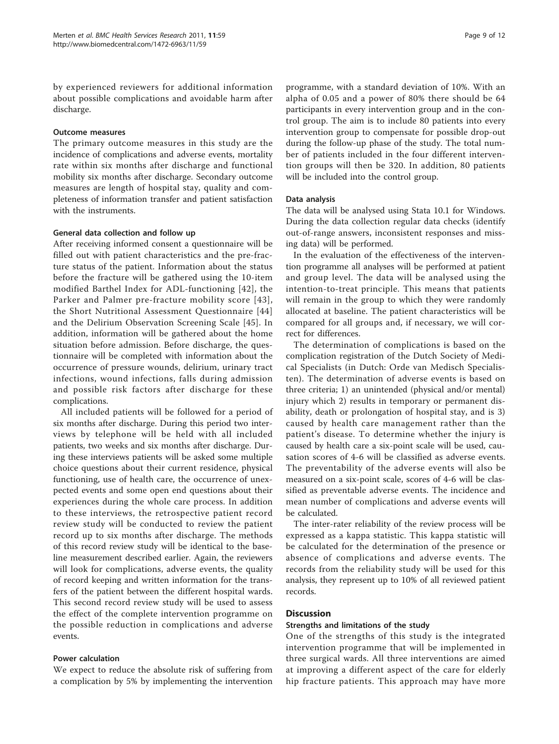by experienced reviewers for additional information about possible complications and avoidable harm after discharge.

#### Outcome measures

The primary outcome measures in this study are the incidence of complications and adverse events, mortality rate within six months after discharge and functional mobility six months after discharge. Secondary outcome measures are length of hospital stay, quality and completeness of information transfer and patient satisfaction with the instruments.

#### General data collection and follow up

After receiving informed consent a questionnaire will be filled out with patient characteristics and the pre-fracture status of the patient. Information about the status before the fracture will be gathered using the 10-item modified Barthel Index for ADL-functioning [42], the Parker and Palmer pre-fracture mobility score [43], the Short Nutritional Assessment Questionnaire [44] and the Delirium Observation Screening Scale [45]. In addition, information will be gathered about the home situation before admission. Before discharge, the questionnaire will be completed with information about the occurrence of pressure wounds, delirium, urinary tract infections, wound infections, falls during admission and possible risk factors after discharge for these complications.

All included patients will be followed for a period of six months after discharge. During this period two interviews by telephone will be held with all included patients, two weeks and six months after discharge. During these interviews patients will be asked some multiple choice questions about their current residence, physical functioning, use of health care, the occurrence of unexpected events and some open end questions about their experiences during the whole care process. In addition to these interviews, the retrospective patient record review study will be conducted to review the patient record up to six months after discharge. The methods of this record review study will be identical to the baseline measurement described earlier. Again, the reviewers will look for complications, adverse events, the quality of record keeping and written information for the transfers of the patient between the different hospital wards. This second record review study will be used to assess the effect of the complete intervention programme on the possible reduction in complications and adverse events.

#### Power calculation

We expect to reduce the absolute risk of suffering from a complication by 5% by implementing the intervention programme, with a standard deviation of 10%. With an alpha of 0.05 and a power of 80% there should be 64 participants in every intervention group and in the control group. The aim is to include 80 patients into every intervention group to compensate for possible drop-out during the follow-up phase of the study. The total number of patients included in the four different intervention groups will then be 320. In addition, 80 patients will be included into the control group.

#### Data analysis

The data will be analysed using Stata 10.1 for Windows. During the data collection regular data checks (identify out-of-range answers, inconsistent responses and missing data) will be performed.

In the evaluation of the effectiveness of the intervention programme all analyses will be performed at patient and group level. The data will be analysed using the intention-to-treat principle. This means that patients will remain in the group to which they were randomly allocated at baseline. The patient characteristics will be compared for all groups and, if necessary, we will correct for differences.

The determination of complications is based on the complication registration of the Dutch Society of Medical Specialists (in Dutch: Orde van Medisch Specialisten). The determination of adverse events is based on three criteria; 1) an unintended (physical and/or mental) injury which 2) results in temporary or permanent disability, death or prolongation of hospital stay, and is 3) caused by health care management rather than the patient's disease. To determine whether the injury is caused by health care a six-point scale will be used, causation scores of 4-6 will be classified as adverse events. The preventability of the adverse events will also be measured on a six-point scale, scores of 4-6 will be classified as preventable adverse events. The incidence and mean number of complications and adverse events will be calculated.

The inter-rater reliability of the review process will be expressed as a kappa statistic. This kappa statistic will be calculated for the determination of the presence or absence of complications and adverse events. The records from the reliability study will be used for this analysis, they represent up to 10% of all reviewed patient records.

## Discussion

#### Strengths and limitations of the study

One of the strengths of this study is the integrated intervention programme that will be implemented in three surgical wards. All three interventions are aimed at improving a different aspect of the care for elderly hip fracture patients. This approach may have more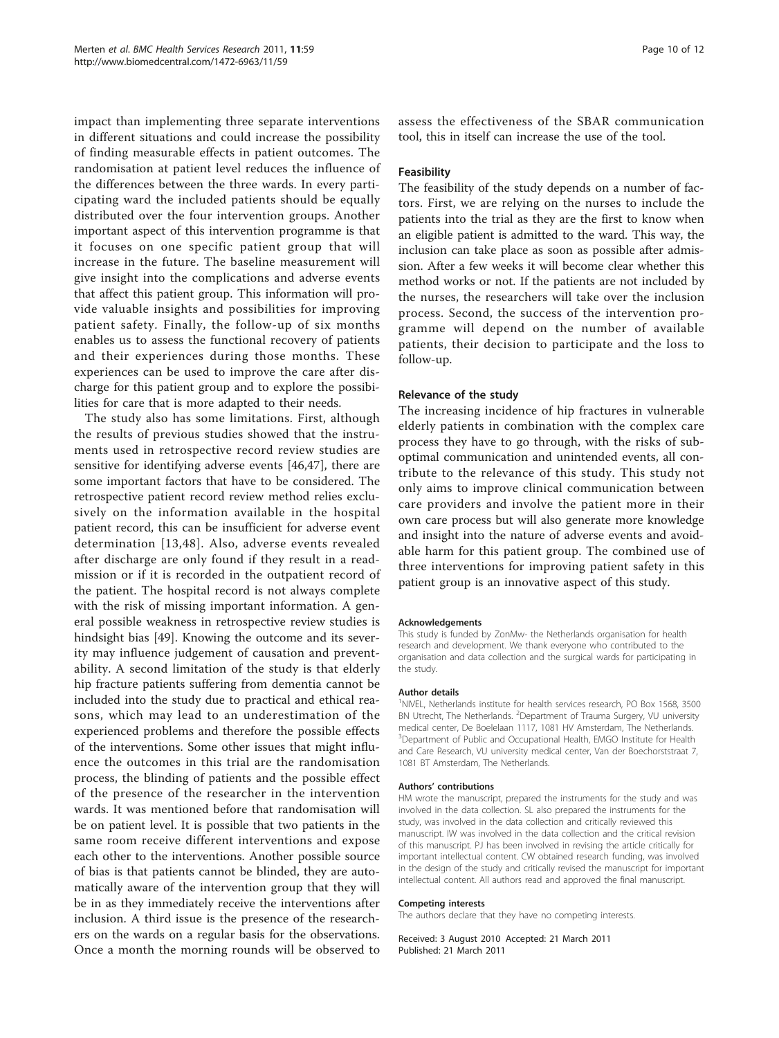impact than implementing three separate interventions in different situations and could increase the possibility of finding measurable effects in patient outcomes. The randomisation at patient level reduces the influence of the differences between the three wards. In every participating ward the included patients should be equally distributed over the four intervention groups. Another important aspect of this intervention programme is that it focuses on one specific patient group that will increase in the future. The baseline measurement will give insight into the complications and adverse events that affect this patient group. This information will provide valuable insights and possibilities for improving patient safety. Finally, the follow-up of six months enables us to assess the functional recovery of patients and their experiences during those months. These experiences can be used to improve the care after discharge for this patient group and to explore the possibilities for care that is more adapted to their needs.

The study also has some limitations. First, although the results of previous studies showed that the instruments used in retrospective record review studies are sensitive for identifying adverse events [46,47], there are some important factors that have to be considered. The retrospective patient record review method relies exclusively on the information available in the hospital patient record, this can be insufficient for adverse event determination [13,48]. Also, adverse events revealed after discharge are only found if they result in a readmission or if it is recorded in the outpatient record of the patient. The hospital record is not always complete with the risk of missing important information. A general possible weakness in retrospective review studies is hindsight bias [49]. Knowing the outcome and its severity may influence judgement of causation and preventability. A second limitation of the study is that elderly hip fracture patients suffering from dementia cannot be included into the study due to practical and ethical reasons, which may lead to an underestimation of the experienced problems and therefore the possible effects of the interventions. Some other issues that might influence the outcomes in this trial are the randomisation process, the blinding of patients and the possible effect of the presence of the researcher in the intervention wards. It was mentioned before that randomisation will be on patient level. It is possible that two patients in the same room receive different interventions and expose each other to the interventions. Another possible source of bias is that patients cannot be blinded, they are automatically aware of the intervention group that they will be in as they immediately receive the interventions after inclusion. A third issue is the presence of the researchers on the wards on a regular basis for the observations. Once a month the morning rounds will be observed to assess the effectiveness of the SBAR communication tool, this in itself can increase the use of the tool.

### Feasibility

The feasibility of the study depends on a number of factors. First, we are relying on the nurses to include the patients into the trial as they are the first to know when an eligible patient is admitted to the ward. This way, the inclusion can take place as soon as possible after admission. After a few weeks it will become clear whether this method works or not. If the patients are not included by the nurses, the researchers will take over the inclusion process. Second, the success of the intervention programme will depend on the number of available patients, their decision to participate and the loss to follow-up.

### Relevance of the study

The increasing incidence of hip fractures in vulnerable elderly patients in combination with the complex care process they have to go through, with the risks of suboptimal communication and unintended events, all contribute to the relevance of this study. This study not only aims to improve clinical communication between care providers and involve the patient more in their own care process but will also generate more knowledge and insight into the nature of adverse events and avoidable harm for this patient group. The combined use of three interventions for improving patient safety in this patient group is an innovative aspect of this study.

#### Acknowledgements

This study is funded by ZonMw- the Netherlands organisation for health research and development. We thank everyone who contributed to the organisation and data collection and the surgical wards for participating in the study.

#### Author details

[1]NIVEL, Netherlands institute for health services research, PO Box 1568, 3500 BN Utrecht, The Netherlands. [2]Department of Trauma Surgery, VU university medical center, De Boelelaan 1117, 1081 HV Amsterdam, The Netherlands. [3]Department of Public and Occupational Health, EMGO Institute for Health and Care Research, VU university medical center, Van der Boechorststraat 7, 1081 BT Amsterdam, The Netherlands.

#### Authors' contributions

HM wrote the manuscript, prepared the instruments for the study and was involved in the data collection. SL also prepared the instruments for the study, was involved in the data collection and critically reviewed this manuscript. IW was involved in the data collection and the critical revision of this manuscript. PJ has been involved in revising the article critically for important intellectual content. CW obtained research funding, was involved in the design of the study and critically revised the manuscript for important intellectual content. All authors read and approved the final manuscript.

#### Competing interests

The authors declare that they have no competing interests.

Received: 3 August 2010 Accepted: 21 March 2011
Published: 21 March 2011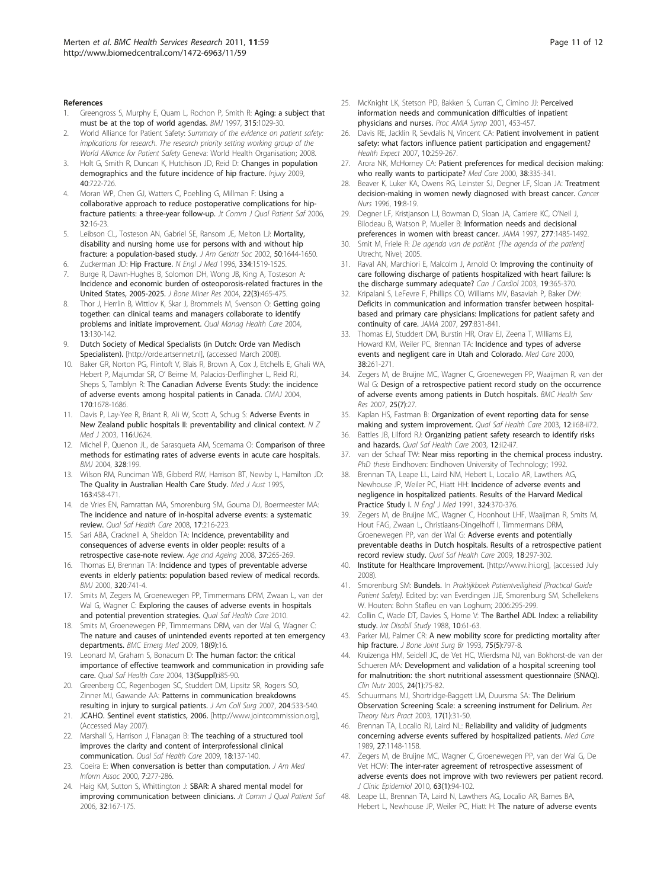## References

1. Greengross S, Murphy E, Quam L, Rochon P, Smith R: **Aging: a subject that must be at the top of world agendas.** *BMJ* 1997, **315**:1029-30.
2. World Alliance for Patient Safety: *Summary of the evidence on patient safety: implications for research. The research priority setting working group of the World Alliance for Patient Safety* Geneva: World Health Organisation; 2008.
3. Holt G, Smith R, Duncan K, Hutchison JD, Reid D: **Changes in population demographics and the future incidence of hip fracture.** *Injury* 2009, **40**:722-726.
4. Moran WP, Chen GJ, Watters C, Poehling G, Millman F: **Using a collaborative approach to reduce postoperative complications for hip-fracture patients: a three-year follow-up.** *Jt Comm J Qual Patient Saf* 2006, **32**:16-23.
5. Leibson CL, Tosteson AN, Gabriel SE, Ransom JE, Melton LJ: **Mortality, disability and nursing home use for persons with and without hip fracture: a population-based study.** *J Am Geriatr Soc* 2002, **50**:1644-1650.
6. Zuckerman JD: **Hip Fracture.** *N Engl J Med* 1996, **334**:1519-1525.
7. Burge R, Dawn-Hughes B, Solomon DH, Wong JB, King A, Tosteson A: **Incidence and economic burden of osteoporosis-related fractures in the United States, 2005-2025.** *J Bone Miner Res* 2004, **22(3)**:465-475.
8. Thor J, Herrlin B, Wittlov K, Skar J, Brommels M, Svenson O: **Getting going together: can clinical teams and managers collaborate to identify problems and initiate improvement.** *Qual Manag Health Care* 2004, **13**:130-142.
9. **Dutch Society of Medical Specialists (in Dutch: Orde van Medisch Specialisten).** [http://orde.artsennet.nl], (accessed March 2008).
10. Baker GR, Norton PG, Flintoft V, Blais R, Brown A, Cox J, Etchells E, Ghali WA, Hebert P, Majumdar SR, O' Beirne M, Palacios-Derflingher L, Reid RJ, Sheps S, Tamblyn R: **The Canadian Adverse Events Study: the incidence of adverse events among hospital patients in Canada.** *CMAJ* 2004, **170**:1678-1686.
11. Davis P, Lay-Yee R, Briant R, Ali W, Scott A, Schug S: **Adverse Events in New Zealand public hospitals II: preventability and clinical context.** *N Z Med J* 2003, **116**:U624.
12. Michel P, Quenon JL, de Sarasqueta AM, Scemama O: **Comparison of three methods for estimating rates of adverse events in acute care hospitals.** *BMJ* 2004, **328**:199.
13. Wilson RM, Runciman WB, Gibberd RW, Harrison BT, Newby L, Hamilton JD: **The Quality in Australian Health Care Study.** *Med J Aust* 1995, **163**:458-471.
14. de Vries EN, Ramrattan MA, Smorenburg SM, Gouma DJ, Boermeester MA: **The incidence and nature of in-hospital adverse events: a systematic review.** *Qual Saf Health Care* 2008, **17**:216-223.
15. Sari ABA, Cracknell A, Sheldon TA: **Incidence, preventability and consequences of adverse events in older people: results of a retrospective case-note review.** *Age and Ageing* 2008, **37**:265-269.
16. Thomas EJ, Brennan TA: **Incidence and types of preventable adverse events in elderly patients: population based review of medical records.** *BMJ* 2000, **320**:741-4.
17. Smits M, Zegers M, Groenewegen PP, Timmermans DRM, Zwaan L, van der Wal G, Wagner C: **Exploring the causes of adverse events in hospitals and potential prevention strategies.** *Qual Saf Health Care* 2010.
18. Smits M, Groenewegen PP, Timmermans DRM, van der Wal G, Wagner C: **The nature and causes of unintended events reported at ten emergency departments.** *BMC Emerg Med* 2009, **18(9)**:16.
19. Leonard M, Graham S, Bonacum D: **The human factor: the critical importance of effective teamwork and communication in providing safe care.** *Qual Saf Health Care* 2004, **13(Suppl)**:i85-90.
20. Greenberg CC, Regenbogen SC, Studdert DM, Lipsitz SR, Rogers SO, Zinner MJ, Gawande AA: **Patterns in communication breakdowns resulting in injury to surgical patients.** *J Am Coll Surg* 2007, **204**:533-540.
21. **JCAHO. Sentinel event statistics, 2006.** [http://www.jointcommission.org], (Accessed May 2007).
22. Marshall S, Harrison J, Flanagan B: **The teaching of a structured tool improves the clarity and content of interprofessional clinical communication.** *Qual Saf Health Care* 2009, **18**:137-140.
23. Coeira E: **When conversation is better than computation.** *J Am Med Inform Assoc* 2000, **7**:277-286.
24. Haig KM, Sutton S, Whittington J: **SBAR: A shared mental model for improving communication between clinicians.** *Jt Comm J Qual Patient Saf* 2006, **32**:167-175.
25. McKnight LK, Stetson PD, Bakken S, Curran C, Cimino JJ: **Perceived information needs and communication difficulties of inpatient physicians and nurses.** *Proc AMIA Symp* 2001, 453-457.
26. Davis RE, Jacklin R, Sevdalis N, Vincent CA: **Patient involvement in patient safety: what factors influence patient participation and engagement?** *Health Expect* 2007, **10**:259-267.
27. Arora NK, McHorney CA: **Patient preferences for medical decision making: who really wants to participate?** *Med Care* 2000, **38**:335-341.
28. Beaver K, Luker KA, Owens RG, Leinster SJ, Degner LF, Sloan JA: **Treatment decision-making in women newly diagnosed with breast cancer.** *Cancer Nurs* 1996, **19**:8-19.
29. Degner LF, Kristjanson LJ, Bowman D, Sloan JA, Carriere KC, O'Neil J, Bilodeau B, Watson P, Mueller B: **Information needs and decisional preferences in women with breast cancer.** *JAMA* 1997, **277**:1485-1492.
30. Smit M, Friele R: *De agenda van de patiënt. [The agenda of the patient]* Utrecht, Nivel; 2005.
31. Raval AN, Marchiori E, Malcolm J, Arnold O: **Improving the continuity of care following discharge of patients hospitalized with heart failure: Is the discharge summary adequate?** *Can J Cardiol* 2003, **19**:365-370.
32. Kripalani S, LeFevre F, Phillips CO, Williams MV, Basaviah P, Baker DW: **Deficits in communication and information transfer between hospital-based and primary care physicians: Implications for patient safety and continuity of care.** *JAMA* 2007, **297**:831-841.
33. Thomas EJ, Studdert DM, Burstin HR, Orav EJ, Zeena T, Williams EJ, Howard KM, Weiler PC, Brennan TA: **Incidence and types of adverse events and negligent care in Utah and Colorado.** *Med Care* 2000, **38**:261-271.
34. Zegers M, de Bruijne MC, Wagner C, Groenewegen PP, Waaijman R, van der Wal G: **Design of a retrospective patient record study on the occurrence of adverse events among patients in Dutch hospitals.** *BMC Health Serv Res* 2007, **25(7)**:27.
35. Kaplan HS, Fastman B: **Organization of event reporting data for sense making and system improvement.** *Qual Saf Health Care* 2003, **12**:ii68-ii72.
36. Battles JB, Lilford RJ: **Organizing patient safety research to identify risks and hazards.** *Qual Saf Health Care* 2003, **12**:ii2-ii7.
37. van der Schaaf TW: **Near miss reporting in the chemical process industry.** *PhD thesis* Eindhoven: Eindhoven University of Technology; 1992.
38. Brennan TA, Leape LL, Laird NM, Hebert L, Localio AR, Lawthers AG, Newhouse JP, Weiler PC, Hiatt HH: **Incidence of adverse events and negligence in hospitalized patients. Results of the Harvard Medical Practice Study I.** *N Engl J Med* 1991, **324**:370-376.
39. Zegers M, de Bruijne MC, Wagner C, Hoonhout LHF, Waaijman R, Smits M, Hout FAG, Zwaan L, Christiaans-Dingelhoff I, Timmermans DRM, Groenewegen PP, van der Wal G: **Adverse events and potentially preventable deaths in Dutch hospitals. Results of a retrospective patient record review study.** *Qual Saf Health Care* 2009, **18**:297-302.
40. **Institute for Healthcare Improvement.** [http://www.ihi.org], (accessed July 2008).
41. Smorenburg SM: **Bundels.** In *Praktijkboek Patientveiligheid [Practical Guide Patient Safety].* Edited by: van Everdingen JJE, Smorenburg SM, Schellekens W. Houten: Bohn Stafleu en van Loghum; 2006:295-299.
42. Collin C, Wade DT, Davies S, Horne V: **The Barthel ADL Index: a reliability study.** *Int Disabil Study* 1988, **10**:61-63.
43. Parker MJ, Palmer CR: **A new mobility score for predicting mortality after hip fracture.** *J Bone Joint Surg Br* 1993, **75(5)**:797-8.
44. Kruizenga HM, Seidell JC, de Vet HC, Wierdsma NJ, van Bokhorst-de van der Schueren MA: **Development and validation of a hospital screening tool for malnutrition: the short nutritional assessment questionnaire (SNAQ).** *Clin Nutr* 2005, **24(1)**:75-82.
45. Schuurmans MJ, Shortridge-Baggett LM, Duursma SA: **The Delirium Observation Screening Scale: a screening instrument for Delirium.** *Res Theory Nurs Pract* 2003, **17(1)**:31-50.
46. Brennan TA, Localio RJ, Laird NL: **Reliability and validity of judgments concerning adverse events suffered by hospitalized patients.** *Med Care* 1989, **27**:1148-1158.
47. Zegers M, de Bruijne MC, Wagner C, Groenewegen PP, van der Wal G, De Vet HCW: **The inter-rater agreement of retrospective assessment of adverse events does not improve with two reviewers per patient record.** *J Clinic Epidemiol* 2010, **63(1)**:94-102.
48. Leape LL, Brennan TA, Laird N, Lawthers AG, Localio AR, Barnes BA, Hebert L, Newhouse JP, Weiler PC, Hiatt H: **The nature of adverse events**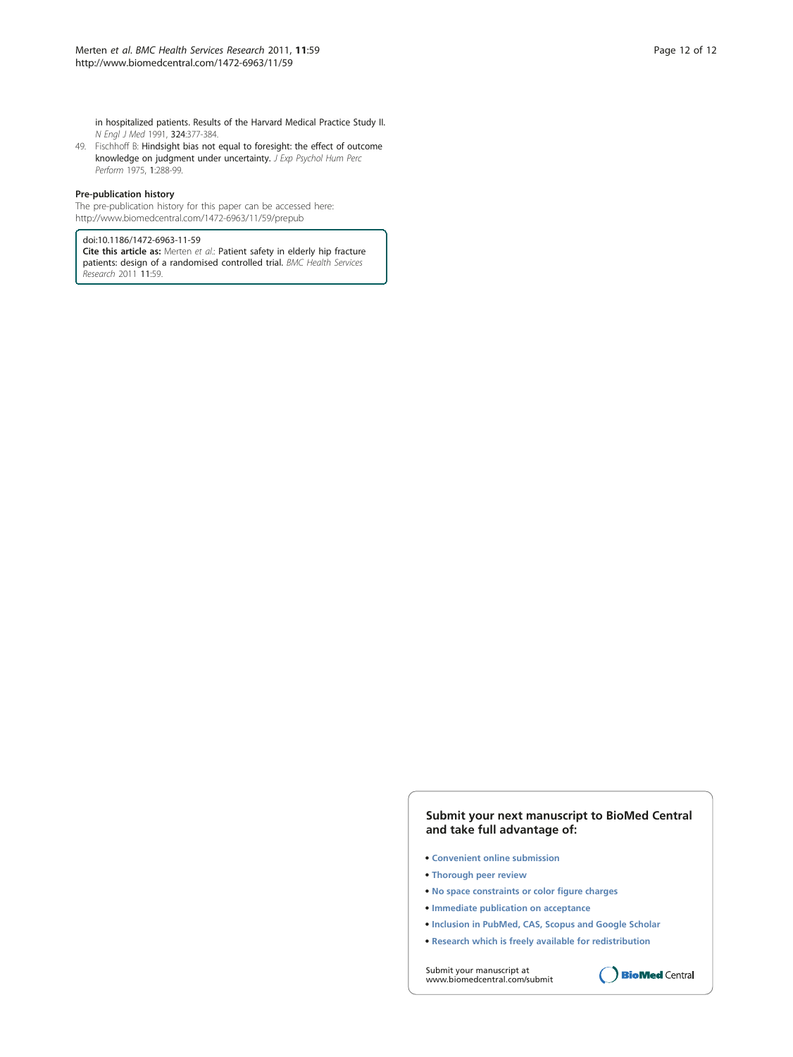in hospitalized patients. Results of the Harvard Medical Practice Study II. *N Engl J Med* 1991, **324**:377-384.

49. Fischhoff B: Hindsight bias not equal to foresight: the effect of outcome knowledge on judgment under uncertainty. *J Exp Psychol Hum Perc Perform* 1975, **1**:288-99.

**Pre-publication history**

The pre-publication history for this paper can be accessed here:
http://www.biomedcentral.com/1472-6963/11/59/prepub

doi:10.1186/1472-6963-11-59

**Cite this article as:** Merten *et al.*: Patient safety in elderly hip fracture patients: design of a randomised controlled trial. *BMC Health Services Research* 2011 **11**:59.

**Submit your next manuscript to BioMed Central and take full advantage of:**

- **Convenient online submission**
- **Thorough peer review**
- **No space constraints or color figure charges**
- **Immediate publication on acceptance**
- **Inclusion in PubMed, CAS, Scopus and Google Scholar**
- **Research which is freely available for redistribution**

Submit your manuscript at
www.biomedcentral.com/submit

BioMed Central